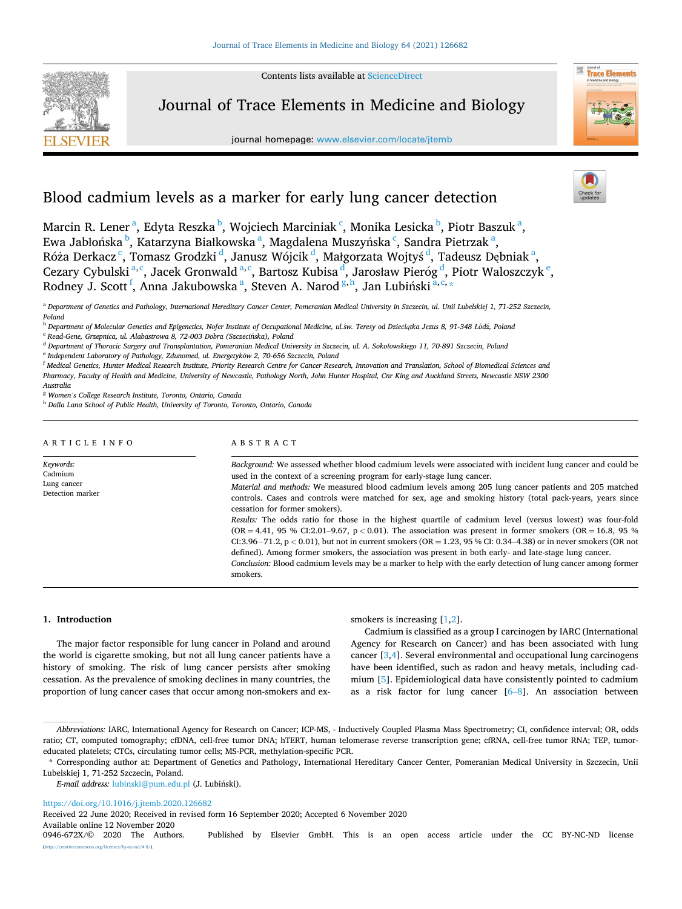# Blood cadmium levels as a marker for early lung cancer detection

Marcin R. Lener [a], Edyta Reszka [b], Wojciech Marciniak [c], Monika Lesicka [b], Piotr Baszuk [a], Ewa Jabłońska [b], Katarzyna Białkowska [a], Magdalena Muszyńska [c], Sandra Pietrzak [a], Róża Derkacz [c], Tomasz Grodzki [d], Janusz Wójcik [d], Małgorzata Wojtyś [d], Tadeusz Dębniak [a], Cezary Cybulski [a,c], Jacek Gronwald [a,c], Bartosz Kubisa [d], Jarosław Pieróg [d], Piotr Waloszczyk [e], Rodney J. Scott [f], Anna Jakubowska [a], Steven A. Narod [g,h], Jan Lubiński [a,c,*]

[a] Department of Genetics and Pathology, International Hereditary Cancer Center, Pomeranian Medical University in Szczecin, ul. Unii Lubelskiej 1, 71-252 Szczecin, Poland

[b] Department of Molecular Genetics and Epigenetics, Nofer Institute of Occupational Medicine, ul.św. Teresy od Dzieciątka Jezus 8, 91-348 Łódź, Poland

[c] Read-Gene, Grzepnica, ul. Alabastrowa 8, 72-003 Dobra (Szczecińska), Poland

[d] Department of Thoracic Surgery and Transplantation, Pomeranian Medical University in Szczecin, ul. A. Sokołowskiego 11, 70-891 Szczecin, Poland

[e] Independent Laboratory of Pathology, Zdunomed, ul. Energetyków 2, 70-656 Szczecin, Poland

[f] Medical Genetics, Hunter Medical Research Institute, Priority Research Centre for Cancer Research, Innovation and Translation, School of Biomedical Sciences and Pharmacy, Faculty of Health and Medicine, University of Newcastle, Pathology North, John Hunter Hospital, Cnr King and Auckland Streets, Newcastle NSW 2300 Australia

[g] Women's College Research Institute, Toronto, Ontario, Canada

[h] Dalla Lana School of Public Health, University of Toronto, Toronto, Ontario, Canada

## ARTICLE INFO

*Keywords:*
Cadmium
Lung cancer
Detection marker

## ABSTRACT

*Background:* We assessed whether blood cadmium levels were associated with incident lung cancer and could be used in the context of a screening program for early-stage lung cancer.

*Material and methods:* We measured blood cadmium levels among 205 lung cancer patients and 205 matched controls. Cases and controls were matched for sex, age and smoking history (total pack-years, years since cessation for former smokers).

*Results:* The odds ratio for those in the highest quartile of cadmium level (versus lowest) was four-fold (OR = 4.41, 95 % CI:2.01–9.67, p < 0.01). The association was present in former smokers (OR = 16.8, 95 % CI:3.96–71.2, p < 0.01), but not in current smokers (OR = 1.23, 95 % CI: 0.34–4.38) or in never smokers (OR not defined). Among former smokers, the association was present in both early- and late-stage lung cancer.

*Conclusion:* Blood cadmium levels may be a marker to help with the early detection of lung cancer among former smokers.

## 1. Introduction

The major factor responsible for lung cancer in Poland and around the world is cigarette smoking, but not all lung cancer patients have a history of smoking. The risk of lung cancer persists after smoking cessation. As the prevalence of smoking declines in many countries, the proportion of lung cancer cases that occur among non-smokers and ex-smokers is increasing [1,2].

Cadmium is classified as a group I carcinogen by IARC (International Agency for Research on Cancer) and has been associated with lung cancer [3,4]. Several environmental and occupational lung carcinogens have been identified, such as radon and heavy metals, including cadmium [5]. Epidemiological data have consistently pointed to cadmium as a risk factor for lung cancer [6–8]. An association between

*Abbreviations:* IARC, International Agency for Research on Cancer; ICP-MS, - Inductively Coupled Plasma Mass Spectrometry; CI, confidence interval; OR, odds ratio; CT, computed tomography; cfDNA, cell-free tumor DNA; hTERT, human telomerase reverse transcription gene; cfRNA, cell-free tumor RNA; TEP, tumor-educated platelets; CTCs, circulating tumor cells; MS-PCR, methylation-specific PCR.

* Corresponding author at: Department of Genetics and Pathology, International Hereditary Cancer Center, Pomeranian Medical University in Szczecin, Unii Lubelskiej 1, 71-252 Szczecin, Poland.

*E-mail address:* lubinski@pum.edu.pl (J. Lubiński).

https://doi.org/10.1016/j.jtemb.2020.126682

Received 22 June 2020; Received in revised form 16 September 2020; Accepted 6 November 2020

Available online 12 November 2020

0946-672X/© 2020 The Authors. Published by Elsevier GmbH. This is an open access article under the CC BY-NC-ND license (http://creativecommons.org/licenses/by-nc-nd/4.0/).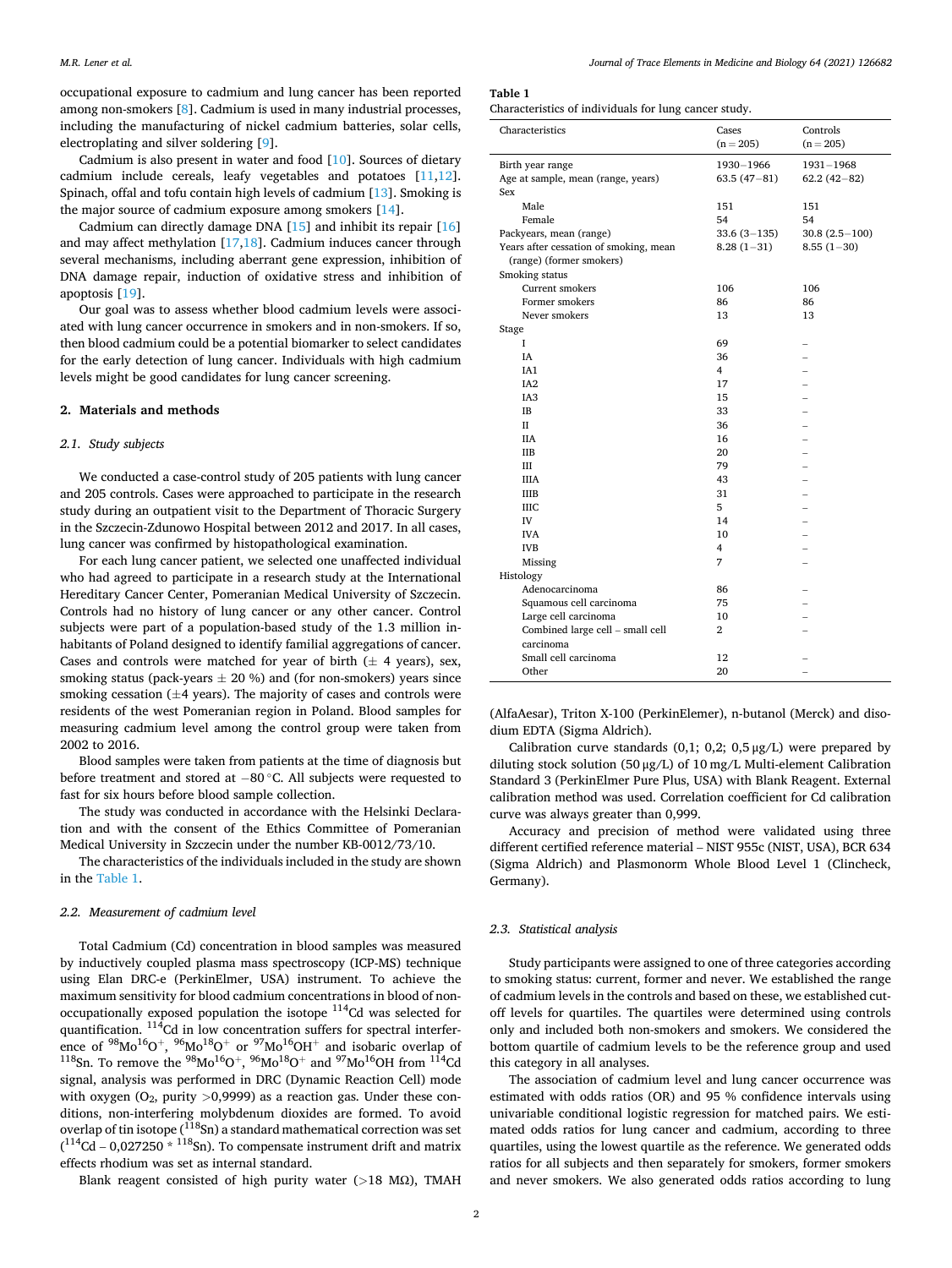occupational exposure to cadmium and lung cancer has been reported among non-smokers [8]. Cadmium is used in many industrial processes, including the manufacturing of nickel cadmium batteries, solar cells, electroplating and silver soldering [9].

Cadmium is also present in water and food [10]. Sources of dietary cadmium include cereals, leafy vegetables and potatoes [11,12]. Spinach, offal and tofu contain high levels of cadmium [13]. Smoking is the major source of cadmium exposure among smokers [14].

Cadmium can directly damage DNA [15] and inhibit its repair [16] and may affect methylation [17,18]. Cadmium induces cancer through several mechanisms, including aberrant gene expression, inhibition of DNA damage repair, induction of oxidative stress and inhibition of apoptosis [19].

Our goal was to assess whether blood cadmium levels were associated with lung cancer occurrence in smokers and in non-smokers. If so, then blood cadmium could be a potential biomarker to select candidates for the early detection of lung cancer. Individuals with high cadmium levels might be good candidates for lung cancer screening.

## 2. Materials and methods

### 2.1. Study subjects

We conducted a case-control study of 205 patients with lung cancer and 205 controls. Cases were approached to participate in the research study during an outpatient visit to the Department of Thoracic Surgery in the Szczecin-Zdunowo Hospital between 2012 and 2017. In all cases, lung cancer was confirmed by histopathological examination.

For each lung cancer patient, we selected one unaffected individual who had agreed to participate in a research study at the International Hereditary Cancer Center, Pomeranian Medical University of Szczecin. Controls had no history of lung cancer or any other cancer. Control subjects were part of a population-based study of the 1.3 million inhabitants of Poland designed to identify familial aggregations of cancer. Cases and controls were matched for year of birth (± 4 years), sex, smoking status (pack-years ± 20 %) and (for non-smokers) years since smoking cessation (±4 years). The majority of cases and controls were residents of the west Pomeranian region in Poland. Blood samples for measuring cadmium level among the control group were taken from 2002 to 2016.

Blood samples were taken from patients at the time of diagnosis but before treatment and stored at −80 °C. All subjects were requested to fast for six hours before blood sample collection.

The study was conducted in accordance with the Helsinki Declaration and with the consent of the Ethics Committee of Pomeranian Medical University in Szczecin under the number KB-0012/73/10.

The characteristics of the individuals included in the study are shown in the Table 1.

### 2.2. Measurement of cadmium level

Total Cadmium (Cd) concentration in blood samples was measured by inductively coupled plasma mass spectroscopy (ICP-MS) technique using Elan DRC-e (PerkinElmer, USA) instrument. To achieve the maximum sensitivity for blood cadmium concentrations in blood of non-occupationally exposed population the isotope $^{114}$Cd was selected for quantification. $^{114}$Cd in low concentration suffers for spectral interference of $^{98}$Mo$^{16}$O$^{+}$, $^{96}$Mo$^{18}$O$^{+}$ or $^{97}$Mo$^{16}$OH$^{+}$ and isobaric overlap of $^{118}$Sn. To remove the $^{98}$Mo$^{16}$O$^{+}$, $^{96}$Mo$^{18}$O$^{+}$ and $^{97}$Mo$^{16}$OH from $^{114}$Cd signal, analysis was performed in DRC (Dynamic Reaction Cell) mode with oxygen ($O_2$, purity >0,9999) as a reaction gas. Under these conditions, non-interfering molybdenum dioxides are formed. To avoid overlap of tin isotope ($^{118}$Sn) a standard mathematical correction was set ($^{114}$Cd – 0,027250 * $^{118}$Sn). To compensate instrument drift and matrix effects rhodium was set as internal standard.

Blank reagent consisted of high purity water (>18 MΩ), TMAH (AlfaAesar), Triton X-100 (PerkinElemer), n-butanol (Merck) and disodium EDTA (Sigma Aldrich).

Calibration curve standards (0,1; 0,2; 0,5 μg/L) were prepared by diluting stock solution (50 μg/L) of 10 mg/L Multi-element Calibration Standard 3 (PerkinElmer Pure Plus, USA) with Blank Reagent. External calibration method was used. Correlation coefficient for Cd calibration curve was always greater than 0,999.

Accuracy and precision of method were validated using three different certified reference material – NIST 955c (NIST, USA), BCR 634 (Sigma Aldrich) and Plasmonorm Whole Blood Level 1 (Clincheck, Germany).

**Table 1**
Characteristics of individuals for lung cancer study.

| Characteristics | Cases (n = 205) | Controls (n = 205) |
|---|---|---|
| Birth year range | 1930–1966 | 1931–1968 |
| Age at sample, mean (range, years) | 63.5 (47–81) | 62.2 (42–82) |
| Sex | | |
| Male | 151 | 151 |
| Female | 54 | 54 |
| Packyears, mean (range) | 33.6 (3–135) | 30.8 (2.5–100) |
| Years after cessation of smoking, mean (range) (former smokers) | 8.28 (1–31) | 8.55 (1–30) |
| Smoking status | | |
| Current smokers | 106 | 106 |
| Former smokers | 86 | 86 |
| Never smokers | 13 | 13 |
| Stage | | |
| I | 69 | – |
| IA | 36 | – |
| IA1 | 4 | – |
| IA2 | 17 | – |
| IA3 | 15 | – |
| IB | 33 | – |
| II | 36 | – |
| IIA | 16 | – |
| IIB | 20 | – |
| III | 79 | – |
| IIIA | 43 | – |
| IIIB | 31 | – |
| IIIC | 5 | – |
| IV | 14 | – |
| IVA | 10 | – |
| IVB | 4 | – |
| Missing | 7 | – |
| Histology | | |
| Adenocarcinoma | 86 | – |
| Squamous cell carcinoma | 75 | – |
| Large cell carcinoma | 10 | – |
| Combined large cell – small cell carcinoma | 2 | – |
| Small cell carcinoma | 12 | – |
| Other | 20 | – |

### 2.3. Statistical analysis

Study participants were assigned to one of three categories according to smoking status: current, former and never. We established the range of cadmium levels in the controls and based on these, we established cut-off levels for quartiles. The quartiles were determined using controls only and included both non-smokers and smokers. We considered the bottom quartile of cadmium levels to be the reference group and used this category in all analyses.

The association of cadmium level and lung cancer occurrence was estimated with odds ratios (OR) and 95 % confidence intervals using univariable conditional logistic regression for matched pairs. We estimated odds ratios for lung cancer and cadmium, according to three quartiles, using the lowest quartile as the reference. We generated odds ratios for all subjects and then separately for smokers, former smokers and never smokers. We also generated odds ratios according to lung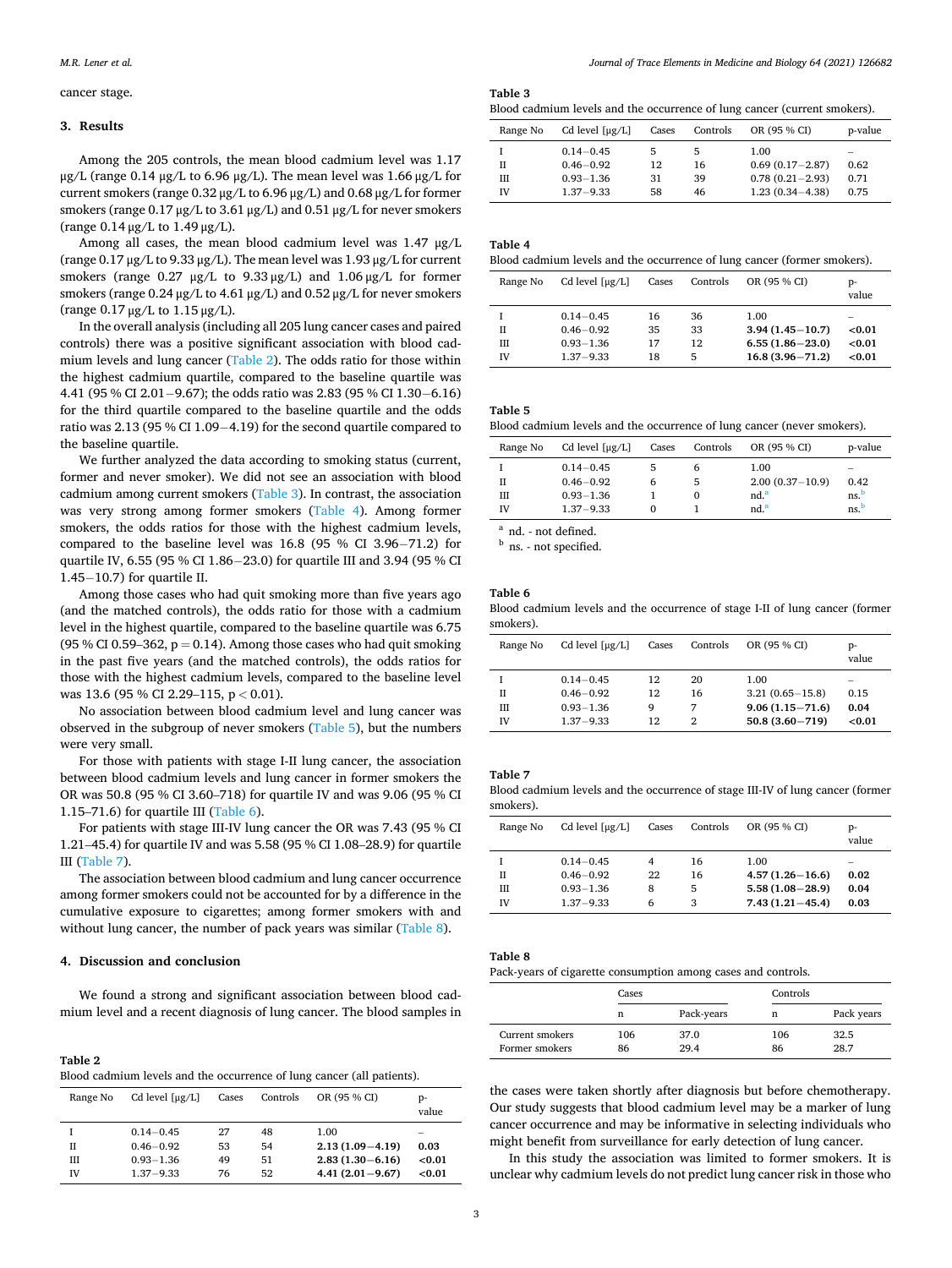cancer stage.

## 3. Results

Among the 205 controls, the mean blood cadmium level was 1.17 μg/L (range 0.14 μg/L to 6.96 μg/L). The mean level was 1.66 μg/L for current smokers (range 0.32 μg/L to 6.96 μg/L) and 0.68 μg/L for former smokers (range 0.17 μg/L to 3.61 μg/L) and 0.51 μg/L for never smokers (range 0.14 μg/L to 1.49 μg/L).

Among all cases, the mean blood cadmium level was 1.47 μg/L (range 0.17 μg/L to 9.33 μg/L). The mean level was 1.93 μg/L for current smokers (range 0.27 μg/L to 9.33 μg/L) and 1.06 μg/L for former smokers (range 0.24 μg/L to 4.61 μg/L) and 0.52 μg/L for never smokers (range 0.17 μg/L to 1.15 μg/L).

In the overall analysis (including all 205 lung cancer cases and paired controls) there was a positive significant association with blood cadmium levels and lung cancer (Table 2). The odds ratio for those within the highest cadmium quartile, compared to the baseline quartile was 4.41 (95 % CI 2.01−9.67); the odds ratio was 2.83 (95 % CI 1.30−6.16) for the third quartile compared to the baseline quartile and the odds ratio was 2.13 (95 % CI 1.09−4.19) for the second quartile compared to the baseline quartile.

We further analyzed the data according to smoking status (current, former and never smoker). We did not see an association with blood cadmium among current smokers (Table 3). In contrast, the association was very strong among former smokers (Table 4). Among former smokers, the odds ratios for those with the highest cadmium levels, compared to the baseline level was 16.8 (95 % CI 3.96−71.2) for quartile IV, 6.55 (95 % CI 1.86−23.0) for quartile III and 3.94 (95 % CI 1.45−10.7) for quartile II.

Among those cases who had quit smoking more than five years ago (and the matched controls), the odds ratio for those with a cadmium level in the highest quartile, compared to the baseline quartile was 6.75 (95 % CI 0.59–362, $p = 0.14$). Among those cases who had quit smoking in the past five years (and the matched controls), the odds ratios for those with the highest cadmium levels, compared to the baseline level was 13.6 (95 % CI 2.29–115, $p < 0.01$).

No association between blood cadmium level and lung cancer was observed in the subgroup of never smokers (Table 5), but the numbers were very small.

For those with patients with stage I-II lung cancer, the association between blood cadmium levels and lung cancer in former smokers the OR was 50.8 (95 % CI 3.60–718) for quartile IV and was 9.06 (95 % CI 1.15–71.6) for quartile III (Table 6).

For patients with stage III-IV lung cancer the OR was 7.43 (95 % CI 1.21–45.4) for quartile IV and was 5.58 (95 % CI 1.08–28.9) for quartile III (Table 7).

The association between blood cadmium and lung cancer occurrence among former smokers could not be accounted for by a difference in the cumulative exposure to cigarettes; among former smokers with and without lung cancer, the number of pack years was similar (Table 8).

## 4. Discussion and conclusion

We found a strong and significant association between blood cadmium level and a recent diagnosis of lung cancer. The blood samples in the cases were taken shortly after diagnosis but before chemotherapy. Our study suggests that blood cadmium level may be a marker of lung cancer occurrence and may be informative in selecting individuals who might benefit from surveillance for early detection of lung cancer.

In this study the association was limited to former smokers. It is unclear why cadmium levels do not predict lung cancer risk in those who

**Table 2**
Blood cadmium levels and the occurrence of lung cancer (all patients).

| Range No | Cd level [μg/L] | Cases | Controls | OR (95 % CI) | p-value |
|---|---|---|---|---|---|
| I | 0.14−0.45 | 27 | 48 | 1.00 | – |
| II | 0.46−0.92 | 53 | 54 | **2.13 (1.09−4.19)** | **0.03** |
| III | 0.93−1.36 | 49 | 51 | **2.83 (1.30−6.16)** | **<0.01** |
| IV | 1.37−9.33 | 76 | 52 | **4.41 (2.01−9.67)** | **<0.01** |

**Table 3**
Blood cadmium levels and the occurrence of lung cancer (current smokers).

| Range No | Cd level [μg/L] | Cases | Controls | OR (95 % CI) | p-value |
|---|---|---|---|---|---|
| I | 0.14−0.45 | 5 | 5 | 1.00 | – |
| II | 0.46−0.92 | 12 | 16 | 0.69 (0.17−2.87) | 0.62 |
| III | 0.93−1.36 | 31 | 39 | 0.78 (0.21−2.93) | 0.71 |
| IV | 1.37−9.33 | 58 | 46 | 1.23 (0.34−4.38) | 0.75 |

**Table 4**
Blood cadmium levels and the occurrence of lung cancer (former smokers).

| Range No | Cd level [μg/L] | Cases | Controls | OR (95 % CI) | p-value |
|---|---|---|---|---|---|
| I | 0.14−0.45 | 16 | 36 | 1.00 | – |
| II | 0.46−0.92 | 35 | 33 | **3.94 (1.45−10.7)** | **<0.01** |
| III | 0.93−1.36 | 17 | 12 | **6.55 (1.86−23.0)** | **<0.01** |
| IV | 1.37−9.33 | 18 | 5 | **16.8 (3.96−71.2)** | **<0.01** |

**Table 5**
Blood cadmium levels and the occurrence of lung cancer (never smokers).

| Range No | Cd level [μg/L] | Cases | Controls | OR (95 % CI) | p-value |
|---|---|---|---|---|---|
| I | 0.14−0.45 | 5 | 6 | 1.00 | – |
| II | 0.46−0.92 | 6 | 5 | 2.00 (0.37−10.9) | 0.42 |
| III | 0.93−1.36 | 1 | 0 | nd.[a] | ns.[b] |
| IV | 1.37−9.33 | 0 | 1 | nd.[a] | ns.[b] |

[a] nd. - not defined.
[b] ns. - not specified.

**Table 6**
Blood cadmium levels and the occurrence of stage I-II of lung cancer (former smokers).

| Range No | Cd level [μg/L] | Cases | Controls | OR (95 % CI) | p-value |
|---|---|---|---|---|---|
| I | 0.14−0.45 | 12 | 20 | 1.00 | – |
| II | 0.46−0.92 | 12 | 16 | 3.21 (0.65−15.8) | 0.15 |
| III | 0.93−1.36 | 9 | 7 | **9.06 (1.15−71.6)** | **0.04** |
| IV | 1.37−9.33 | 12 | 2 | **50.8 (3.60−719)** | **<0.01** |

**Table 7**
Blood cadmium levels and the occurrence of stage III-IV of lung cancer (former smokers).

| Range No | Cd level [μg/L] | Cases | Controls | OR (95 % CI) | p-value |
|---|---|---|---|---|---|
| I | 0.14−0.45 | 4 | 16 | 1.00 | – |
| II | 0.46−0.92 | 22 | 16 | **4.57 (1.26−16.6)** | **0.02** |
| III | 0.93−1.36 | 8 | 5 | **5.58 (1.08−28.9)** | **0.04** |
| IV | 1.37−9.33 | 6 | 3 | **7.43 (1.21−45.4)** | **0.03** |

**Table 8**
Pack-years of cigarette consumption among cases and controls.

| | Cases | | Controls | |
|---|---|---|---|---|
| | n | Pack-years | n | Pack years |
| Current smokers | 106 | 37.0 | 106 | 32.5 |
| Former smokers | 86 | 29.4 | 86 | 28.7 |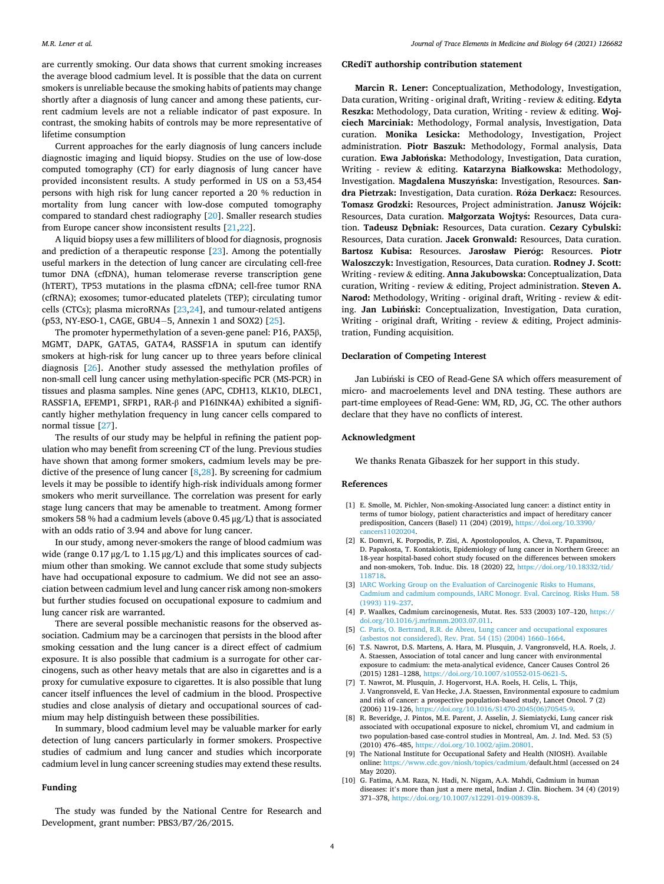are currently smoking. Our data shows that current smoking increases the average blood cadmium level. It is possible that the data on current smokers is unreliable because the smoking habits of patients may change shortly after a diagnosis of lung cancer and among these patients, current cadmium levels are not a reliable indicator of past exposure. In contrast, the smoking habits of controls may be more representative of lifetime consumption

Current approaches for the early diagnosis of lung cancers include diagnostic imaging and liquid biopsy. Studies on the use of low-dose computed tomography (CT) for early diagnosis of lung cancer have provided inconsistent results. A study performed in US on a 53,454 persons with high risk for lung cancer reported a 20 % reduction in mortality from lung cancer with low-dose computed tomography compared to standard chest radiography [20]. Smaller research studies from Europe cancer show inconsistent results [21,22].

A liquid biopsy uses a few milliliters of blood for diagnosis, prognosis and prediction of a therapeutic response [23]. Among the potentially useful markers in the detection of lung cancer are circulating cell-free tumor DNA (cfDNA), human telomerase reverse transcription gene (hTERT), TP53 mutations in the plasma cfDNA; cell-free tumor RNA (cfRNA); exosomes; tumor-educated platelets (TEP); circulating tumor cells (CTCs); plasma microRNAs [23,24], and tumour-related antigens (p53, NY-ESO-1, CAGE, GBU4−5, Annexin 1 and SOX2) [25].

The promoter hypermethylation of a seven-gene panel: P16, PAX5β, MGMT, DAPK, GATA5, GATA4, RASSF1A in sputum can identify smokers at high-risk for lung cancer up to three years before clinical diagnosis [26]. Another study assessed the methylation profiles of non-small cell lung cancer using methylation-specific PCR (MS-PCR) in tissues and plasma samples. Nine genes (APC, CDH13, KLK10, DLEC1, RASSF1A, EFEMP1, SFRP1, RAR-β and P16INK4A) exhibited a significantly higher methylation frequency in lung cancer cells compared to normal tissue [27].

The results of our study may be helpful in refining the patient population who may benefit from screening CT of the lung. Previous studies have shown that among former smokers, cadmium levels may be predictive of the presence of lung cancer [8,28]. By screening for cadmium levels it may be possible to identify high-risk individuals among former smokers who merit surveillance. The correlation was present for early stage lung cancers that may be amenable to treatment. Among former smokers 58 % had a cadmium levels (above 0.45 μg/L) that is associated with an odds ratio of 3.94 and above for lung cancer.

In our study, among never-smokers the range of blood cadmium was wide (range 0.17 μg/L to 1.15 μg/L) and this implicates sources of cadmium other than smoking. We cannot exclude that some study subjects have had occupational exposure to cadmium. We did not see an association between cadmium level and lung cancer risk among non-smokers but further studies focused on occupational exposure to cadmium and lung cancer risk are warranted.

There are several possible mechanistic reasons for the observed association. Cadmium may be a carcinogen that persists in the blood after smoking cessation and the lung cancer is a direct effect of cadmium exposure. It is also possible that cadmium is a surrogate for other carcinogens, such as other heavy metals that are also in cigarettes and is a proxy for cumulative exposure to cigarettes. It is also possible that lung cancer itself influences the level of cadmium in the blood. Prospective studies and close analysis of dietary and occupational sources of cadmium may help distinguish between these possibilities.

In summary, blood cadmium level may be valuable marker for early detection of lung cancers particularly in former smokers. Prospective studies of cadmium and lung cancer and studies which incorporate cadmium level in lung cancer screening studies may extend these results.

## Funding

The study was funded by the National Centre for Research and Development, grant number: PBS3/B7/26/2015.

## CRediT authorship contribution statement

**Marcin R. Lener:** Conceptualization, Methodology, Investigation, Data curation, Writing - original draft, Writing - review & editing. **Edyta Reszka:** Methodology, Data curation, Writing - review & editing. **Wojciech Marciniak:** Methodology, Formal analysis, Investigation, Data curation. **Monika Lesicka:** Methodology, Investigation, Project administration. **Piotr Baszuk:** Methodology, Formal analysis, Data curation. **Ewa Jabłońska:** Methodology, Investigation, Data curation, Writing - review & editing. **Katarzyna Białkowska:** Methodology, Investigation. **Magdalena Muszyńska:** Investigation, Resources. **Sandra Pietrzak:** Investigation, Data curation. **Róża Derkacz:** Resources. **Tomasz Grodzki:** Resources, Project administration. **Janusz Wójcik:** Resources, Data curation. **Małgorzata Wojtyś:** Resources, Data curation. **Tadeusz Dębniak:** Resources, Data curation. **Cezary Cybulski:** Resources, Data curation. **Jacek Gronwald:** Resources, Data curation. **Bartosz Kubisa:** Resources. **Jarosław Pieróg:** Resources. **Piotr Waloszczyk:** Investigation, Resources, Data curation. **Rodney J. Scott:** Writing - review & editing. **Anna Jakubowska:** Conceptualization, Data curation, Writing - review & editing, Project administration. **Steven A. Narod:** Methodology, Writing - original draft, Writing - review & editing. **Jan Lubiński:** Conceptualization, Investigation, Data curation, Writing - original draft, Writing - review & editing, Project administration, Funding acquisition.

## Declaration of Competing Interest

Jan Lubiński is CEO of Read-Gene SA which offers measurement of micro- and macroelements level and DNA testing. These authors are part-time employees of Read-Gene: WM, RD, JG, CC. The other authors declare that they have no conflicts of interest.

## Acknowledgment

We thanks Renata Gibaszek for her support in this study.

## References

[1] E. Smolle, M. Pichler, Non-smoking-Associated lung cancer: a distinct entity in terms of tumor biology, patient characteristics and impact of hereditary cancer predisposition, Cancers (Basel) 11 (204) (2019), https://doi.org/10.3390/cancers11020204.

[2] K. Domvri, K. Porpodis, P. Zisi, A. Apostolopoulos, A. Cheva, T. Papamitsou, D. Papakosta, T. Kontakiotis, Epidemiology of lung cancer in Northern Greece: an 18-year hospital-based cohort study focused on the differences between smokers and non-smokers, Tob. Induc. Dis. 18 (2020) 22, https://doi.org/10.18332/tid/118718.

[3] IARC Working Group on the Evaluation of Carcinogenic Risks to Humans, Cadmium and cadmium compounds, IARC Monogr. Eval. Carcinog. Risks Hum. 58 (1993) 119–237.

[4] P. Waalkes, Cadmium carcinogenesis, Mutat. Res. 533 (2003) 107–120, https://doi.org/10.1016/j.mrfmmm.2003.07.011.

[5] C. Paris, O. Bertrand, R.R. de Abreu, Lung cancer and occupational exposures (asbestos not considered), Rev. Prat. 54 (15) (2004) 1660–1664.

[6] T.S. Nawrot, D.S. Martens, A. Hara, M. Plusquin, J. Vangronsveld, H.A. Roels, J. A. Staessen, Association of total cancer and lung cancer with environmental exposure to cadmium: the meta-analytical evidence, Cancer Causes Control 26 (2015) 1281–1288, https://doi.org/10.1007/s10552-015-0621-5.

[7] T. Nawrot, M. Plusquin, J. Hogervorst, H.A. Roels, H. Celis, L. Thijs, J. Vangronsveld, E. Van Hecke, J.A. Staessen, Environmental exposure to cadmium and risk of cancer: a prospective population-based study, Lancet Oncol. 7 (2) (2006) 119–126, https://doi.org/10.1016/S1470-2045(06)70545-9.

[8] R. Beveridge, J. Pintos, M.E. Parent, J. Asselin, J. Siemiatycki, Lung cancer risk associated with occupational exposure to nickel, chromium VI, and cadmium in two population-based case-control studies in Montreal, Am. J. Ind. Med. 53 (5) (2010) 476–485, https://doi.org/10.1002/ajim.20801.

[9] The National Institute for Occupational Safety and Health (NIOSH). Available online: https://www.cdc.gov/niosh/topics/cadmium/default.html (accessed on 24 May 2020).

[10] G. Fatima, A.M. Raza, N. Hadi, N. Nigam, A.A. Mahdi, Cadmium in human diseases: it's more than just a mere metal, Indian J. Clin. Biochem. 34 (4) (2019) 371–378, https://doi.org/10.1007/s12291-019-00839-8.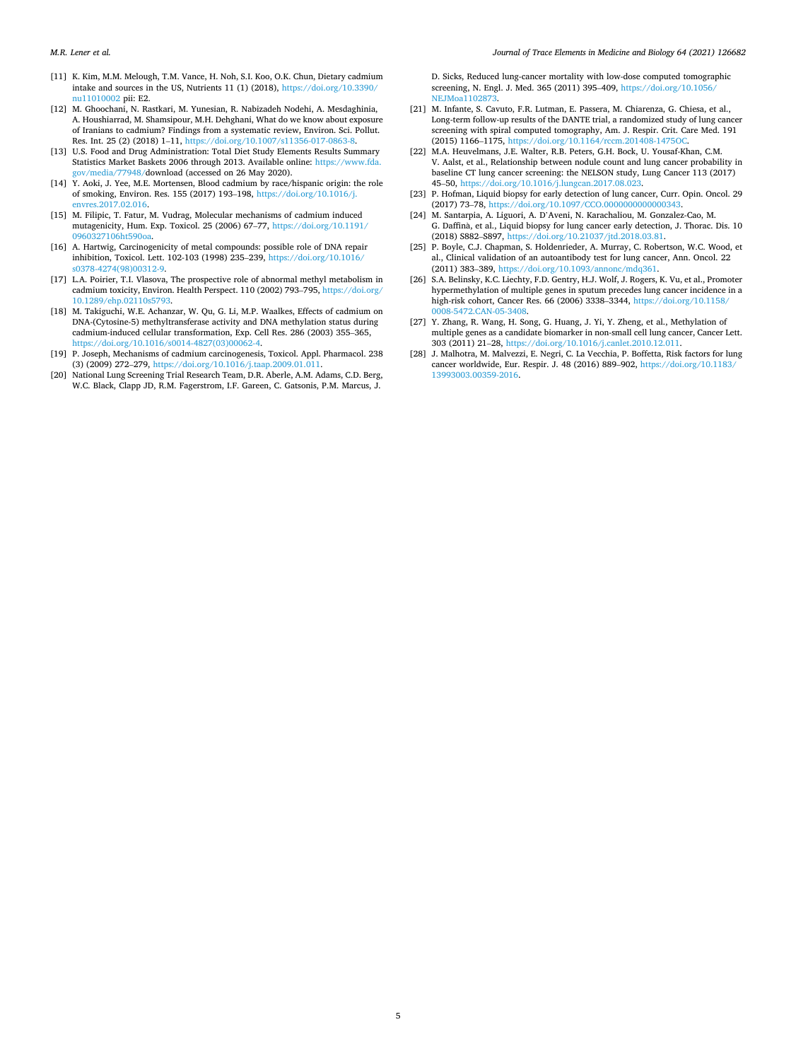[11] K. Kim, M.M. Melough, T.M. Vance, H. Noh, S.I. Koo, O.K. Chun, Dietary cadmium intake and sources in the US, Nutrients 11 (1) (2018), https://doi.org/10.3390/nu11010002 pii: E2.

[12] M. Ghoochani, N. Rastkari, M. Yunesian, R. Nabizadeh Nodehi, A. Mesdaghinia, A. Houshiarrad, M. Shamsipour, M.H. Dehghani, What do we know about exposure of Iranians to cadmium? Findings from a systematic review, Environ. Sci. Pollut. Res. Int. 25 (2) (2018) 1–11, https://doi.org/10.1007/s11356-017-0863-8.

[13] U.S. Food and Drug Administration: Total Diet Study Elements Results Summary Statistics Market Baskets 2006 through 2013. Available online: https://www.fda.gov/media/77948/download (accessed on 26 May 2020).

[14] Y. Aoki, J. Yee, M.E. Mortensen, Blood cadmium by race/hispanic origin: the role of smoking, Environ. Res. 155 (2017) 193–198, https://doi.org/10.1016/j.envres.2017.02.016.

[15] M. Filipic, T. Fatur, M. Vudrag, Molecular mechanisms of cadmium induced mutagenicity, Hum. Exp. Toxicol. 25 (2006) 67–77, https://doi.org/10.1191/0960327106ht590oa.

[16] A. Hartwig, Carcinogenicity of metal compounds: possible role of DNA repair inhibition, Toxicol. Lett. 102-103 (1998) 235–239, https://doi.org/10.1016/s0378-4274(98)00312-9.

[17] L.A. Poirier, T.I. Vlasova, The prospective role of abnormal methyl metabolism in cadmium toxicity, Environ. Health Perspect. 110 (2002) 793–795, https://doi.org/10.1289/ehp.02110s5793.

[18] M. Takiguchi, W.E. Achanzar, W. Qu, G. Li, M.P. Waalkes, Effects of cadmium on DNA-(Cytosine-5) methyltransferase activity and DNA methylation status during cadmium-induced cellular transformation, Exp. Cell Res. 286 (2003) 355–365, https://doi.org/10.1016/s0014-4827(03)00062-4.

[19] P. Joseph, Mechanisms of cadmium carcinogenesis, Toxicol. Appl. Pharmacol. 238 (3) (2009) 272–279, https://doi.org/10.1016/j.taap.2009.01.011.

[20] National Lung Screening Trial Research Team, D.R. Aberle, A.M. Adams, C.D. Berg, W.C. Black, Clapp JD, R.M. Fagerstrom, I.F. Gareen, C. Gatsonis, P.M. Marcus, J. D. Sicks, Reduced lung-cancer mortality with low-dose computed tomographic screening, N. Engl. J. Med. 365 (2011) 395–409, https://doi.org/10.1056/NEJMoa1102873.

[21] M. Infante, S. Cavuto, F.R. Lutman, E. Passera, M. Chiarenza, G. Chiesa, et al., Long-term follow-up results of the DANTE trial, a randomized study of lung cancer screening with spiral computed tomography, Am. J. Respir. Crit. Care Med. 191 (2015) 1166–1175, https://doi.org/10.1164/rccm.201408-1475OC.

[22] M.A. Heuvelmans, J.E. Walter, R.B. Peters, G.H. Bock, U. Yousaf-Khan, C.M. V. Aalst, et al., Relationship between nodule count and lung cancer probability in baseline CT lung cancer screening: the NELSON study, Lung Cancer 113 (2017) 45–50, https://doi.org/10.1016/j.lungcan.2017.08.023.

[23] P. Hofman, Liquid biopsy for early detection of lung cancer, Curr. Opin. Oncol. 29 (2017) 73–78, https://doi.org/10.1097/CCO.0000000000000343.

[24] M. Santarpia, A. Liguori, A. D'Aveni, N. Karachaliou, M. Gonzalez-Cao, M. G. Daffinà, et al., Liquid biopsy for lung cancer early detection, J. Thorac. Dis. 10 (2018) S882–S897, https://doi.org/10.21037/jtd.2018.03.81.

[25] P. Boyle, C.J. Chapman, S. Holdenrieder, A. Murray, C. Robertson, W.C. Wood, et al., Clinical validation of an autoantibody test for lung cancer, Ann. Oncol. 22 (2011) 383–389, https://doi.org/10.1093/annonc/mdq361.

[26] S.A. Belinsky, K.C. Liechty, F.D. Gentry, H.J. Wolf, J. Rogers, K. Vu, et al., Promoter hypermethylation of multiple genes in sputum precedes lung cancer incidence in a high-risk cohort, Cancer Res. 66 (2006) 3338–3344, https://doi.org/10.1158/0008-5472.CAN-05-3408.

[27] Y. Zhang, R. Wang, H. Song, G. Huang, J. Yi, Y. Zheng, et al., Methylation of multiple genes as a candidate biomarker in non-small cell lung cancer, Cancer Lett. 303 (2011) 21–28, https://doi.org/10.1016/j.canlet.2010.12.011.

[28] J. Malhotra, M. Malvezzi, E. Negri, C. La Vecchia, P. Boffetta, Risk factors for lung cancer worldwide, Eur. Respir. J. 48 (2016) 889–902, https://doi.org/10.1183/13993003.00359-2016.